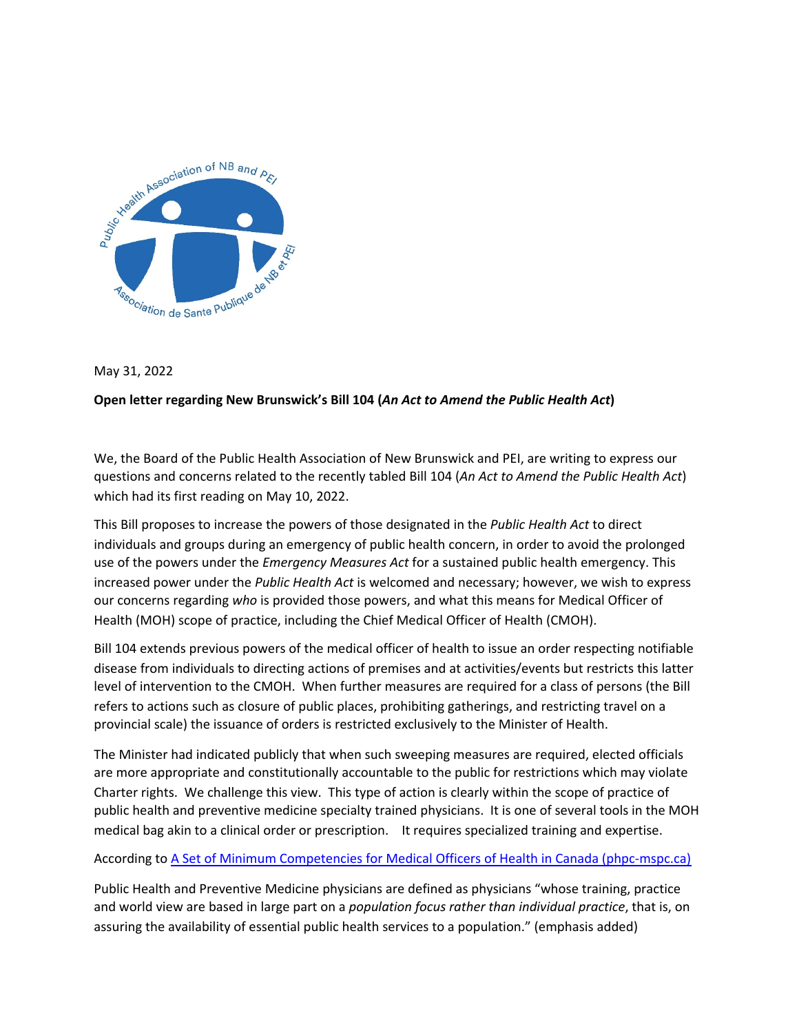May 31, 2022

**Open letter regarding New Brunswick's Bill 104 (*An Act to Amend the Public Health Act*)**

We, the Board of the Public Health Association of New Brunswick and PEI, are writing to express our questions and concerns related to the recently tabled Bill 104 (*An Act to Amend the Public Health Act*) which had its first reading on May 10, 2022.

This Bill proposes to increase the powers of those designated in the *Public Health Act* to direct individuals and groups during an emergency of public health concern, in order to avoid the prolonged use of the powers under the *Emergency Measures Act* for a sustained public health emergency. This increased power under the *Public Health Act* is welcomed and necessary; however, we wish to express our concerns regarding *who* is provided those powers, and what this means for Medical Officer of Health (MOH) scope of practice, including the Chief Medical Officer of Health (CMOH).

Bill 104 extends previous powers of the medical officer of health to issue an order respecting notifiable disease from individuals to directing actions of premises and at activities/events but restricts this latter level of intervention to the CMOH. When further measures are required for a class of persons (the Bill refers to actions such as closure of public places, prohibiting gatherings, and restricting travel on a provincial scale) the issuance of orders is restricted exclusively to the Minister of Health.

The Minister had indicated publicly that when such sweeping measures are required, elected officials are more appropriate and constitutionally accountable to the public for restrictions which may violate Charter rights. We challenge this view. This type of action is clearly within the scope of practice of public health and preventive medicine specialty trained physicians. It is one of several tools in the MOH medical bag akin to a clinical order or prescription. It requires specialized training and expertise.

According to [A Set of Minimum Competencies for Medical Officers of Health in Canada (phpc-mspc.ca)](phpc-mspc.ca)

Public Health and Preventive Medicine physicians are defined as physicians "whose training, practice and world view are based in large part on a *population focus rather than individual practice*, that is, on assuring the availability of essential public health services to a population." (emphasis added)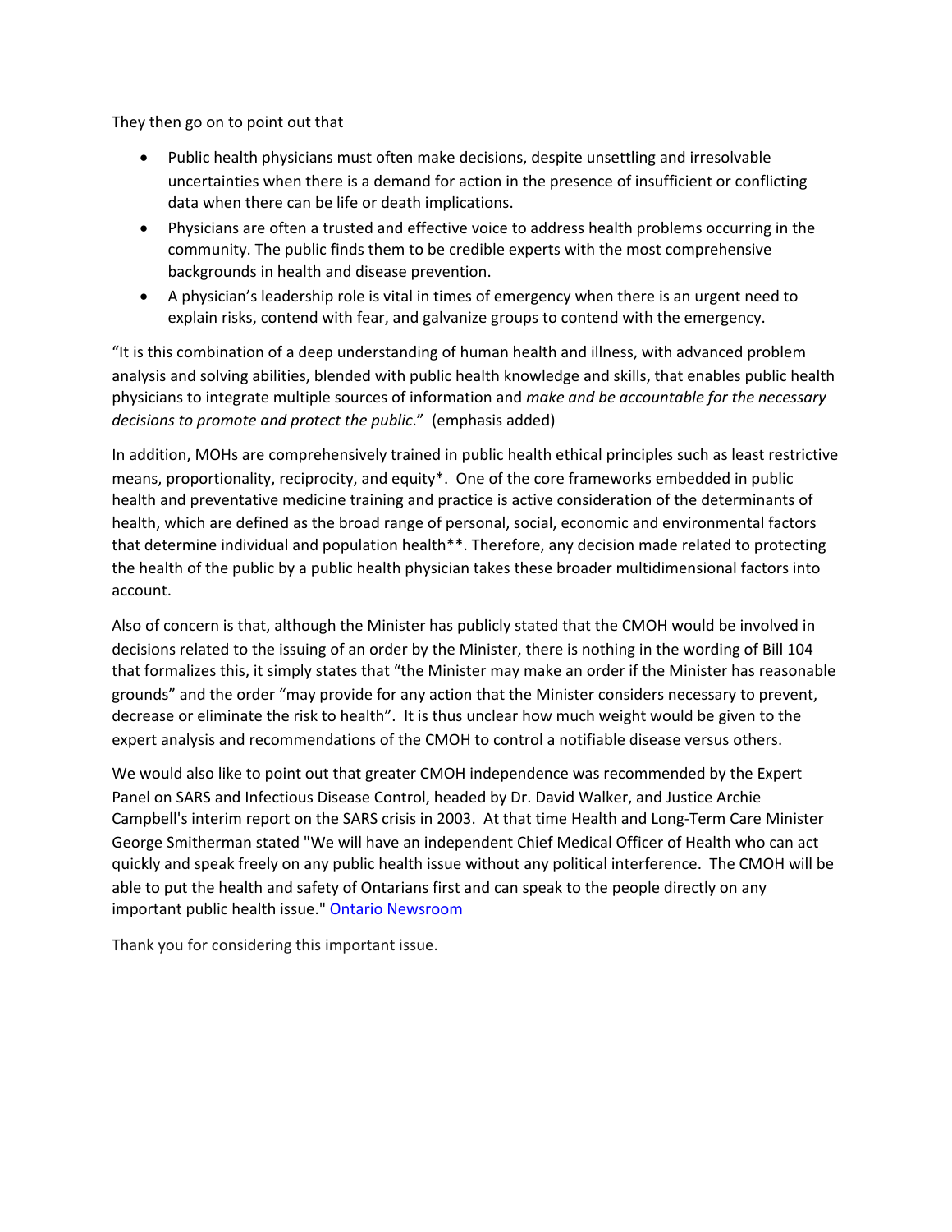They then go on to point out that

- Public health physicians must often make decisions, despite unsettling and irresolvable uncertainties when there is a demand for action in the presence of insufficient or conflicting data when there can be life or death implications.
- Physicians are often a trusted and effective voice to address health problems occurring in the community. The public finds them to be credible experts with the most comprehensive backgrounds in health and disease prevention.
- A physician's leadership role is vital in times of emergency when there is an urgent need to explain risks, contend with fear, and galvanize groups to contend with the emergency.

"It is this combination of a deep understanding of human health and illness, with advanced problem analysis and solving abilities, blended with public health knowledge and skills, that enables public health physicians to integrate multiple sources of information and *make and be accountable for the necessary decisions to promote and protect the public*." (emphasis added)

In addition, MOHs are comprehensively trained in public health ethical principles such as least restrictive means, proportionality, reciprocity, and equity*. One of the core frameworks embedded in public health and preventative medicine training and practice is active consideration of the determinants of health, which are defined as the broad range of personal, social, economic and environmental factors that determine individual and population health**. Therefore, any decision made related to protecting the health of the public by a public health physician takes these broader multidimensional factors into account.

Also of concern is that, although the Minister has publicly stated that the CMOH would be involved in decisions related to the issuing of an order by the Minister, there is nothing in the wording of Bill 104 that formalizes this, it simply states that "the Minister may make an order if the Minister has reasonable grounds" and the order "may provide for any action that the Minister considers necessary to prevent, decrease or eliminate the risk to health". It is thus unclear how much weight would be given to the expert analysis and recommendations of the CMOH to control a notifiable disease versus others.

We would also like to point out that greater CMOH independence was recommended by the Expert Panel on SARS and Infectious Disease Control, headed by Dr. David Walker, and Justice Archie Campbell's interim report on the SARS crisis in 2003. At that time Health and Long-Term Care Minister George Smitherman stated "We will have an independent Chief Medical Officer of Health who can act quickly and speak freely on any public health issue without any political interference. The CMOH will be able to put the health and safety of Ontarians first and can speak to the people directly on any important public health issue." [Ontario Newsroom]

Thank you for considering this important issue.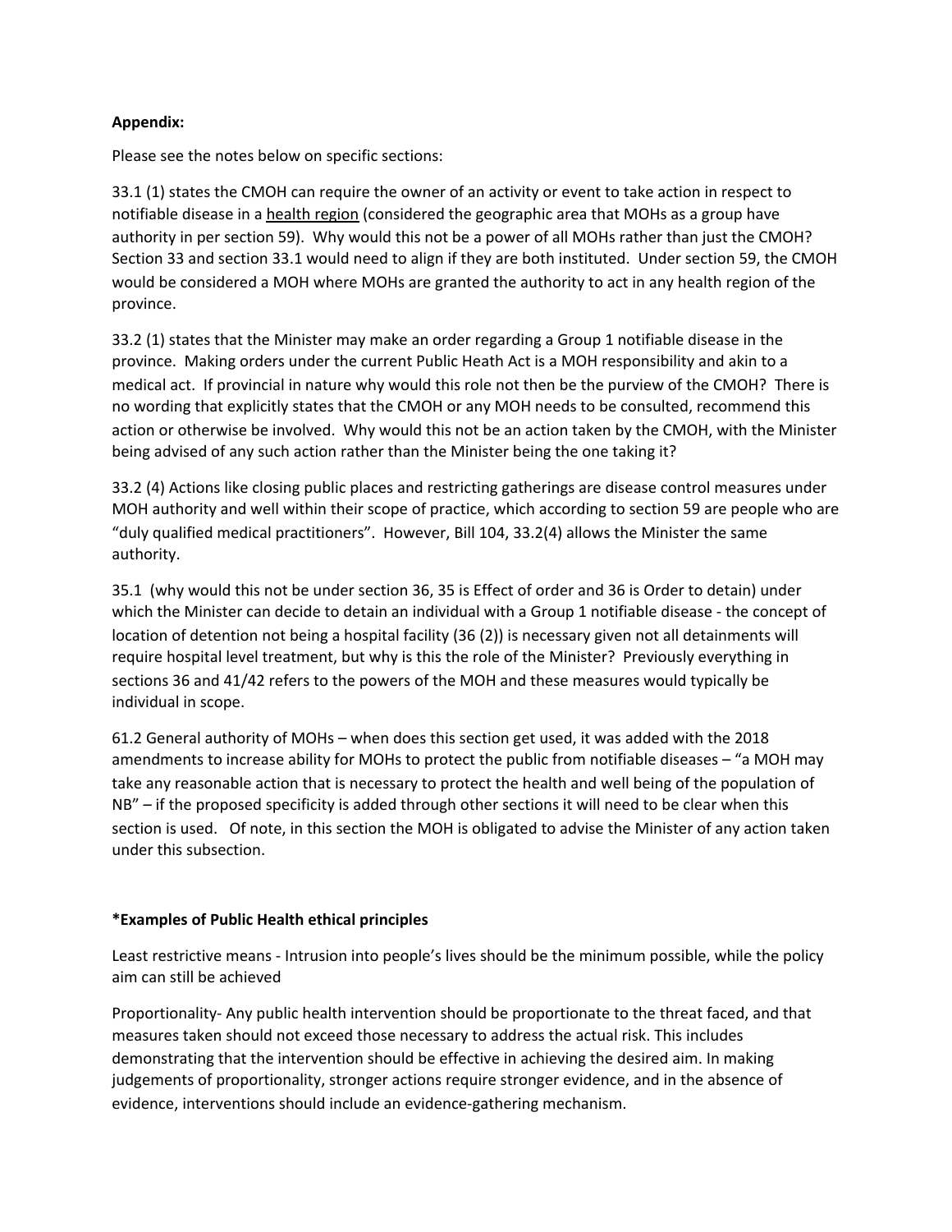**Appendix:**

Please see the notes below on specific sections:

33.1 (1) states the CMOH can require the owner of an activity or event to take action in respect to notifiable disease in a <u>health region</u> (considered the geographic area that MOHs as a group have authority in per section 59). Why would this not be a power of all MOHs rather than just the CMOH? Section 33 and section 33.1 would need to align if they are both instituted. Under section 59, the CMOH would be considered a MOH where MOHs are granted the authority to act in any health region of the province.

33.2 (1) states that the Minister may make an order regarding a Group 1 notifiable disease in the province. Making orders under the current Public Heath Act is a MOH responsibility and akin to a medical act. If provincial in nature why would this role not then be the purview of the CMOH? There is no wording that explicitly states that the CMOH or any MOH needs to be consulted, recommend this action or otherwise be involved. Why would this not be an action taken by the CMOH, with the Minister being advised of any such action rather than the Minister being the one taking it?

33.2 (4) Actions like closing public places and restricting gatherings are disease control measures under MOH authority and well within their scope of practice, which according to section 59 are people who are "duly qualified medical practitioners". However, Bill 104, 33.2(4) allows the Minister the same authority.

35.1 (why would this not be under section 36, 35 is Effect of order and 36 is Order to detain) under which the Minister can decide to detain an individual with a Group 1 notifiable disease - the concept of location of detention not being a hospital facility (36 (2)) is necessary given not all detainments will require hospital level treatment, but why is this the role of the Minister? Previously everything in sections 36 and 41/42 refers to the powers of the MOH and these measures would typically be individual in scope.

61.2 General authority of MOHs – when does this section get used, it was added with the 2018 amendments to increase ability for MOHs to protect the public from notifiable diseases – "a MOH may take any reasonable action that is necessary to protect the health and well being of the population of NB" – if the proposed specificity is added through other sections it will need to be clear when this section is used. Of note, in this section the MOH is obligated to advise the Minister of any action taken under this subsection.

**\*Examples of Public Health ethical principles**

Least restrictive means - Intrusion into people's lives should be the minimum possible, while the policy aim can still be achieved

Proportionality- Any public health intervention should be proportionate to the threat faced, and that measures taken should not exceed those necessary to address the actual risk. This includes demonstrating that the intervention should be effective in achieving the desired aim. In making judgements of proportionality, stronger actions require stronger evidence, and in the absence of evidence, interventions should include an evidence-gathering mechanism.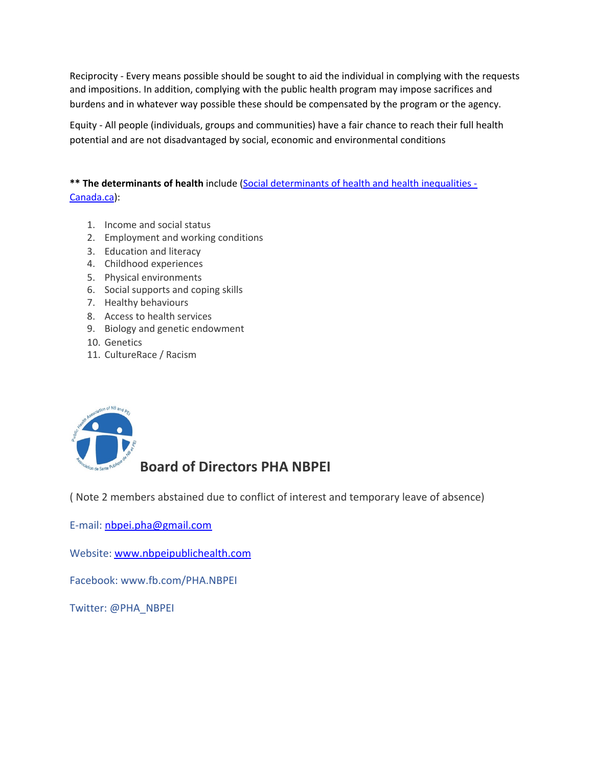Reciprocity - Every means possible should be sought to aid the individual in complying with the requests and impositions. In addition, complying with the public health program may impose sacrifices and burdens and in whatever way possible these should be compensated by the program or the agency.

Equity - All people (individuals, groups and communities) have a fair chance to reach their full health potential and are not disadvantaged by social, economic and environmental conditions

**** The determinants of health** include ([Social determinants of health and health inequalities - Canada.ca](Social determinants of health and health inequalities - Canada.ca)):

1. Income and social status
2. Employment and working conditions
3. Education and literacy
4. Childhood experiences
5. Physical environments
6. Social supports and coping skills
7. Healthy behaviours
8. Access to health services
9. Biology and genetic endowment
10. Genetics
11. CultureRace / Racism

## Board of Directors PHA NBPEI

( Note 2 members abstained due to conflict of interest and temporary leave of absence)

E-mail: nbpei.pha@gmail.com

Website: www.nbpeipublichealth.com

Facebook: www.fb.com/PHA.NBPEI

Twitter: @PHA_NBPEI